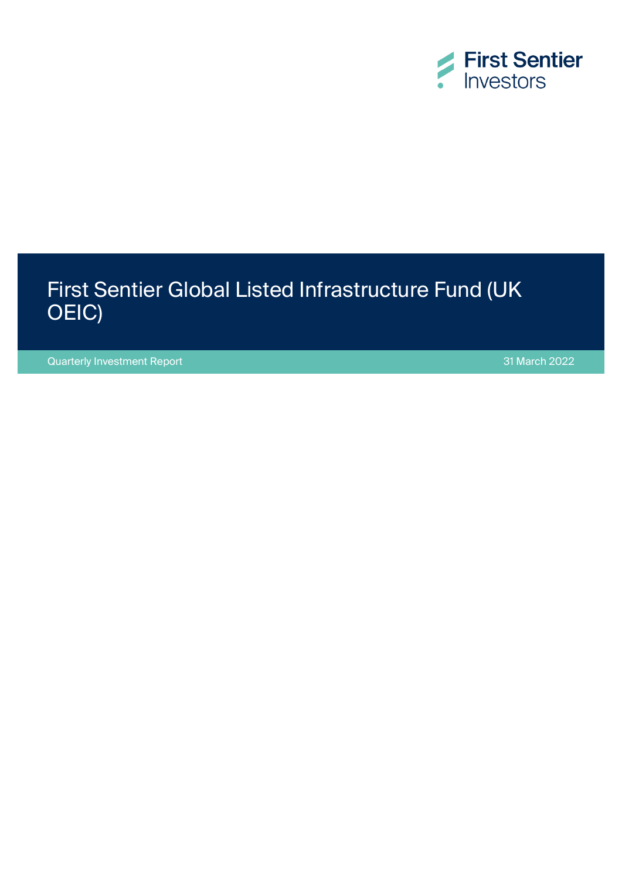First Sentier Investors

# First Sentier Global Listed Infrastructure Fund (UK OEIC)

Quarterly Investment Report

31 March 2022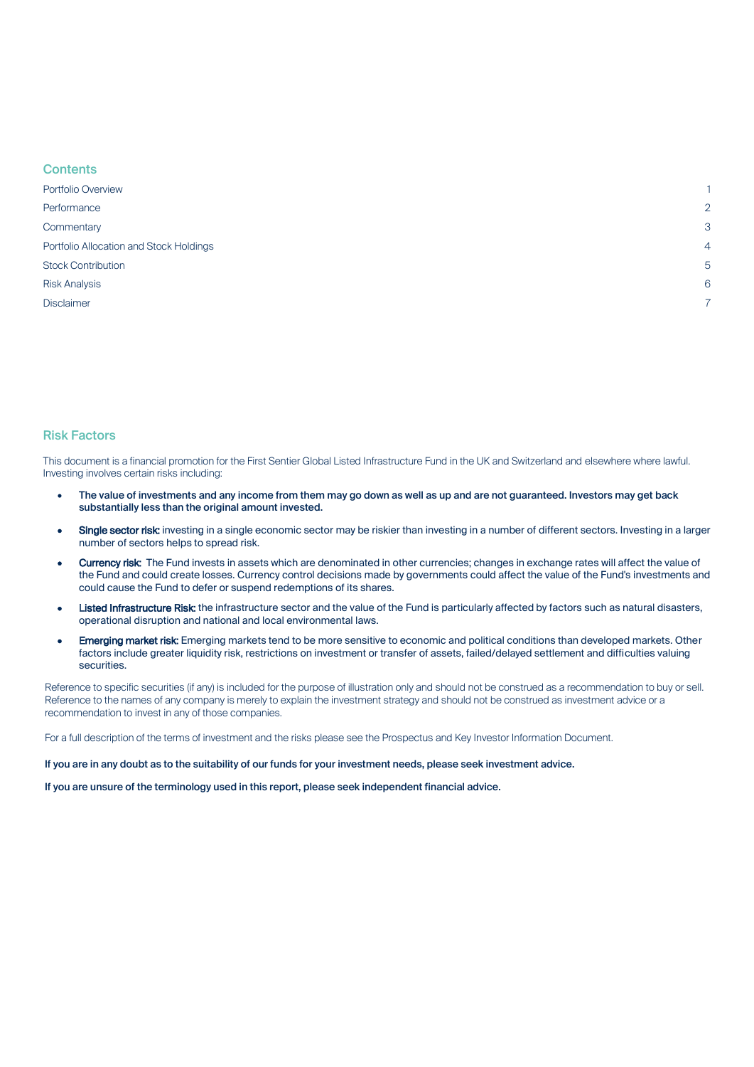## Contents

| | |
|---|---|
| Portfolio Overview | 1 |
| Performance | 2 |
| Commentary | 3 |
| Portfolio Allocation and Stock Holdings | 4 |
| Stock Contribution | 5 |
| Risk Analysis | 6 |
| Disclaimer | 7 |

## Risk Factors

This document is a financial promotion for the First Sentier Global Listed Infrastructure Fund in the UK and Switzerland and elsewhere where lawful. Investing involves certain risks including:

- **The value of investments and any income from them may go down as well as up and are not guaranteed. Investors may get back substantially less than the original amount invested.**
- **Single sector risk:** investing in a single economic sector may be riskier than investing in a number of different sectors. Investing in a larger number of sectors helps to spread risk.
- **Currency risk:** The Fund invests in assets which are denominated in other currencies; changes in exchange rates will affect the value of the Fund and could create losses. Currency control decisions made by governments could affect the value of the Fund's investments and could cause the Fund to defer or suspend redemptions of its shares.
- **Listed Infrastructure Risk:** the infrastructure sector and the value of the Fund is particularly affected by factors such as natural disasters, operational disruption and national and local environmental laws.
- **Emerging market risk:** Emerging markets tend to be more sensitive to economic and political conditions than developed markets. Other factors include greater liquidity risk, restrictions on investment or transfer of assets, failed/delayed settlement and difficulties valuing securities.

Reference to specific securities (if any) is included for the purpose of illustration only and should not be construed as a recommendation to buy or sell. Reference to the names of any company is merely to explain the investment strategy and should not be construed as investment advice or a recommendation to invest in any of those companies.

For a full description of the terms of investment and the risks please see the Prospectus and Key Investor Information Document.

**If you are in any doubt as to the suitability of our funds for your investment needs, please seek investment advice.**

**If you are unsure of the terminology used in this report, please seek independent financial advice.**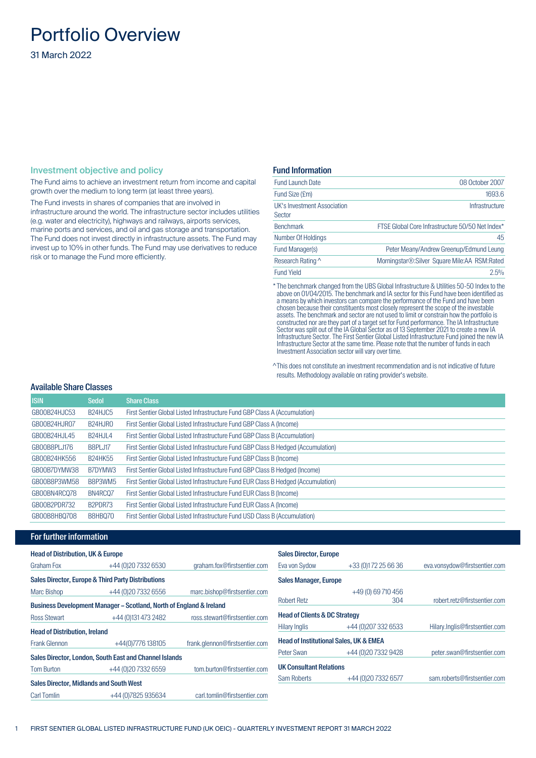# Portfolio Overview

31 March 2022

## Investment objective and policy

The Fund aims to achieve an investment return from income and capital growth over the medium to long term (at least three years).

The Fund invests in shares of companies that are involved in infrastructure around the world. The infrastructure sector includes utilities (e.g. water and electricity), highways and railways, airports services, marine ports and services, and oil and gas storage and transportation. The Fund does not invest directly in infrastructure assets. The Fund may invest up to 10% in other funds. The Fund may use derivatives to reduce risk or to manage the Fund more efficiently.

## Fund Information

| | |
|---|---|
| Fund Launch Date | 08 October 2007 |
| Fund Size (£m) | 1693.6 |
| UK's Investment Association Sector | Infrastructure |
| Benchmark | FTSE Global Core Infrastructure 50/50 Net Index* |
| Number Of Holdings | 45 |
| Fund Manager(s) | Peter Meany/Andrew Greenup/Edmund Leung |
| Research Rating ^ | Morningstar®:Silver Square Mile:AA RSM:Rated |
| Fund Yield | 2.5% |

\* The benchmark changed from the UBS Global Infrastructure & Utilities 50-50 Index to the above on 01/04/2015. The benchmark and IA sector for this Fund have been identified as a means by which investors can compare the performance of the Fund and have been chosen because their constituents most closely represent the scope of the investable assets. The benchmark and sector are not used to limit or constrain how the portfolio is constructed nor are they part of a target set for Fund performance. The IA Infrastructure Sector was split out of the IA Global Sector as of 13 September 2021 to create a new IA Infrastructure Sector. The First Sentier Global Listed Infrastructure Fund joined the new IA Infrastructure Sector at the same time. Please note that the number of funds in each Investment Association sector will vary over time.

^This does not constitute an investment recommendation and is not indicative of future results. Methodology available on rating provider's website.

## Available Share Classes

| ISIN | Sedol | Share Class |
|---|---|---|
| GB00B24HJC53 | B24HJC5 | First Sentier Global Listed Infrastructure Fund GBP Class A (Accumulation) |
| GB00B24HJR07 | B24HJR0 | First Sentier Global Listed Infrastructure Fund GBP Class A (Income) |
| GB00B24HJL45 | B24HJL4 | First Sentier Global Listed Infrastructure Fund GBP Class B (Accumulation) |
| GB00B8PLJ176 | B8PLJ17 | First Sentier Global Listed Infrastructure Fund GBP Class B Hedged (Accumulation) |
| GB00B24HK556 | B24HK55 | First Sentier Global Listed Infrastructure Fund GBP Class B (Income) |
| GB00B7DYMW38 | B7DYMW3 | First Sentier Global Listed Infrastructure Fund GBP Class B Hedged (Income) |
| GB00B8P3WM58 | B8P3WM5 | First Sentier Global Listed Infrastructure Fund EUR Class B Hedged (Accumulation) |
| GB00BN4RCQ78 | BN4RCQ7 | First Sentier Global Listed Infrastructure Fund EUR Class B (Income) |
| GB00B2PDR732 | B2PDR73 | First Sentier Global Listed Infrastructure Fund EUR Class A (Income) |
| GB00B8HBQ708 | B8HBQ70 | First Sentier Global Listed Infrastructure Fund USD Class B (Accumulation) |

## For further information

**Head of Distribution, UK & Europe**

| | | |
|---|---|---|
| Graham Fox | +44 (0)20 7332 6530 | graham.fox@firstsentier.com |

**Sales Director, Europe & Third Party Distributions**

| | | |
|---|---|---|
| Marc Bishop | +44 (0)20 7332 6556 | marc.bishop@firstsentier.com |

**Business Development Manager – Scotland, North of England & Ireland**

| | | |
|---|---|---|
| Ross Stewart | +44 (0)131 473 2482 | ross.stewart@firstsentier.com |

**Head of Distribution, Ireland**

| | | |
|---|---|---|
| Frank Glennon | +44(0)7776 138105 | frank.glennon@firstsentier.com |

**Sales Director, London, South East and Channel Islands**

| | | |
|---|---|---|
| Tom Burton | +44 (0)20 7332 6559 | tom.burton@firstsentier.com |

**Sales Director, Midlands and South West**

| | | |
|---|---|---|
| Carl Tomlin | +44 (0)7825 935634 | carl.tomlin@firstsentier.com |

**Sales Director, Europe**

| | | |
|---|---|---|
| Eva von Sydow | +33 (0)1 72 25 66 36 | eva.vonsydow@firstsentier.com |

**Sales Manager, Europe**

| | | |
|---|---|---|
| Robert Retz | +49 (0) 69 710 456 304 | robert.retz@firstsentier.com |

**Head of Clients & DC Strategy**

| | | |
|---|---|---|
| Hilary Inglis | +44 (0)207 332 6533 | Hilary.Inglis@firstsentier.com |

**Head of Institutional Sales, UK & EMEA**

| | | |
|---|---|---|
| Peter Swan | +44 (0)20 7332 9428 | peter.swan@firstsentier.com |

**UK Consultant Relations**

| | | |
|---|---|---|
| Sam Roberts | +44 (0)20 7332 6577 | sam.roberts@firstsentier.com |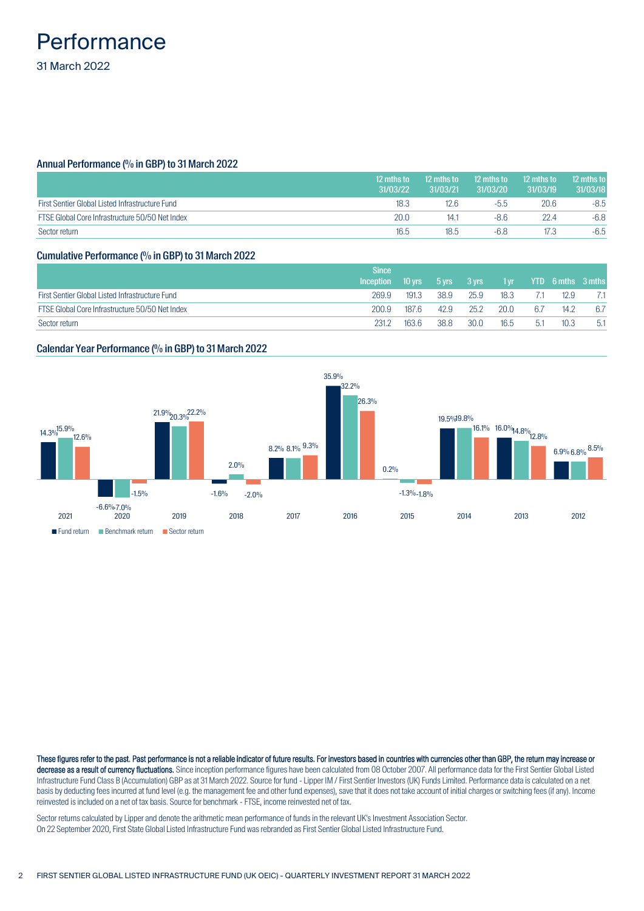# Performance

31 March 2022

## Annual Performance (% in GBP) to 31 March 2022

| | 12 mths to 31/03/22 | 12 mths to 31/03/21 | 12 mths to 31/03/20 | 12 mths to 31/03/19 | 12 mths to 31/03/18 |
|---|---|---|---|---|---|
| First Sentier Global Listed Infrastructure Fund | 18.3 | 12.6 | -5.5 | 20.6 | -8.5 |
| FTSE Global Core Infrastructure 50/50 Net Index | 20.0 | 14.1 | -8.6 | 22.4 | -6.8 |
| Sector return | 16.5 | 18.5 | -6.8 | 17.3 | -6.5 |

## Cumulative Performance (% in GBP) to 31 March 2022

| | Since Inception | 10 yrs | 5 yrs | 3 yrs | 1 yr | YTD | 6 mths | 3 mths |
|---|---|---|---|---|---|---|---|---|
| First Sentier Global Listed Infrastructure Fund | 269.9 | 191.3 | 38.9 | 25.9 | 18.3 | 7.1 | 12.9 | 7.1 |
| FTSE Global Core Infrastructure 50/50 Net Index | 200.9 | 187.6 | 42.9 | 25.2 | 20.0 | 6.7 | 14.2 | 6.7 |
| Sector return | 231.2 | 163.6 | 38.8 | 30.0 | 16.5 | 5.1 | 10.3 | 5.1 |

## Calendar Year Performance (% in GBP) to 31 March 2022

| | 2021 | 2020 | 2019 | 2018 | 2017 | 2016 | 2015 | 2014 | 2013 | 2012 |
|---|---|---|---|---|---|---|---|---|---|---|
| Fund return | 14.3% | -6.6% | 21.9% | -1.6% | 8.2% | 35.9% | 0.2% | 19.5% | 16.0% | 6.9% |
| Benchmark return | 15.9% | -7.0% | 20.3% | 2.0% | 8.1% | 32.2% | -1.3% | 19.8% | 14.8% | 6.8% |
| Sector return | 12.6% | -1.5% | 22.2% | -2.0% | 9.3% | 26.3% | -1.8% | 16.1% | 12.8% | 8.5% |

**These figures refer to the past. Past performance is not a reliable indicator of future results. For investors based in countries with currencies other than GBP, the return may increase or decrease as a result of currency fluctuations.** Since inception performance figures have been calculated from 08 October 2007. All performance data for the First Sentier Global Listed Infrastructure Fund Class B (Accumulation) GBP as at 31 March 2022. Source for fund - Lipper IM / First Sentier Investors (UK) Funds Limited. Performance data is calculated on a net basis by deducting fees incurred at fund level (e.g. the management fee and other fund expenses), save that it does not take account of initial charges or switching fees (if any). Income reinvested is included on a net of tax basis. Source for benchmark - FTSE, income reinvested net of tax.

Sector returns calculated by Lipper and denote the arithmetic mean performance of funds in the relevant UK's Investment Association Sector.
On 22 September 2020, First State Global Listed Infrastructure Fund was rebranded as First Sentier Global Listed Infrastructure Fund.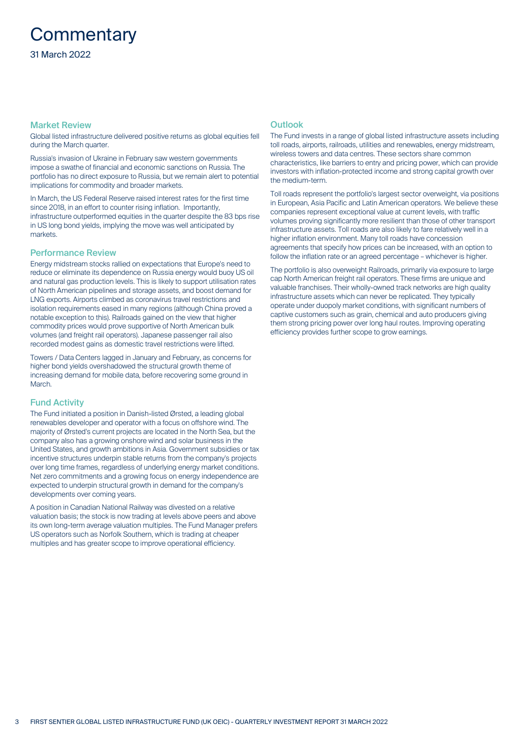# Commentary

31 March 2022

## Market Review

Global listed infrastructure delivered positive returns as global equities fell during the March quarter.

Russia's invasion of Ukraine in February saw western governments impose a swathe of financial and economic sanctions on Russia. The portfolio has no direct exposure to Russia, but we remain alert to potential implications for commodity and broader markets.

In March, the US Federal Reserve raised interest rates for the first time since 2018, in an effort to counter rising inflation. Importantly, infrastructure outperformed equities in the quarter despite the 83 bps rise in US long bond yields, implying the move was well anticipated by markets.

## Performance Review

Energy midstream stocks rallied on expectations that Europe's need to reduce or eliminate its dependence on Russia energy would buoy US oil and natural gas production levels. This is likely to support utilisation rates of North American pipelines and storage assets, and boost demand for LNG exports. Airports climbed as coronavirus travel restrictions and isolation requirements eased in many regions (although China proved a notable exception to this). Railroads gained on the view that higher commodity prices would prove supportive of North American bulk volumes (and freight rail operators). Japanese passenger rail also recorded modest gains as domestic travel restrictions were lifted.

Towers / Data Centers lagged in January and February, as concerns for higher bond yields overshadowed the structural growth theme of increasing demand for mobile data, before recovering some ground in March.

## Fund Activity

The Fund initiated a position in Danish-listed Ørsted, a leading global renewables developer and operator with a focus on offshore wind. The majority of Ørsted's current projects are located in the North Sea, but the company also has a growing onshore wind and solar business in the United States, and growth ambitions in Asia. Government subsidies or tax incentive structures underpin stable returns from the company's projects over long time frames, regardless of underlying energy market conditions. Net zero commitments and a growing focus on energy independence are expected to underpin structural growth in demand for the company's developments over coming years.

A position in Canadian National Railway was divested on a relative valuation basis; the stock is now trading at levels above peers and above its own long-term average valuation multiples. The Fund Manager prefers US operators such as Norfolk Southern, which is trading at cheaper multiples and has greater scope to improve operational efficiency.

## Outlook

The Fund invests in a range of global listed infrastructure assets including toll roads, airports, railroads, utilities and renewables, energy midstream, wireless towers and data centres. These sectors share common characteristics, like barriers to entry and pricing power, which can provide investors with inflation-protected income and strong capital growth over the medium-term.

Toll roads represent the portfolio's largest sector overweight, via positions in European, Asia Pacific and Latin American operators. We believe these companies represent exceptional value at current levels, with traffic volumes proving significantly more resilient than those of other transport infrastructure assets. Toll roads are also likely to fare relatively well in a higher inflation environment. Many toll roads have concession agreements that specify how prices can be increased, with an option to follow the inflation rate or an agreed percentage – whichever is higher.

The portfolio is also overweight Railroads, primarily via exposure to large cap North American freight rail operators. These firms are unique and valuable franchises. Their wholly-owned track networks are high quality infrastructure assets which can never be replicated. They typically operate under duopoly market conditions, with significant numbers of captive customers such as grain, chemical and auto producers giving them strong pricing power over long haul routes. Improving operating efficiency provides further scope to grow earnings.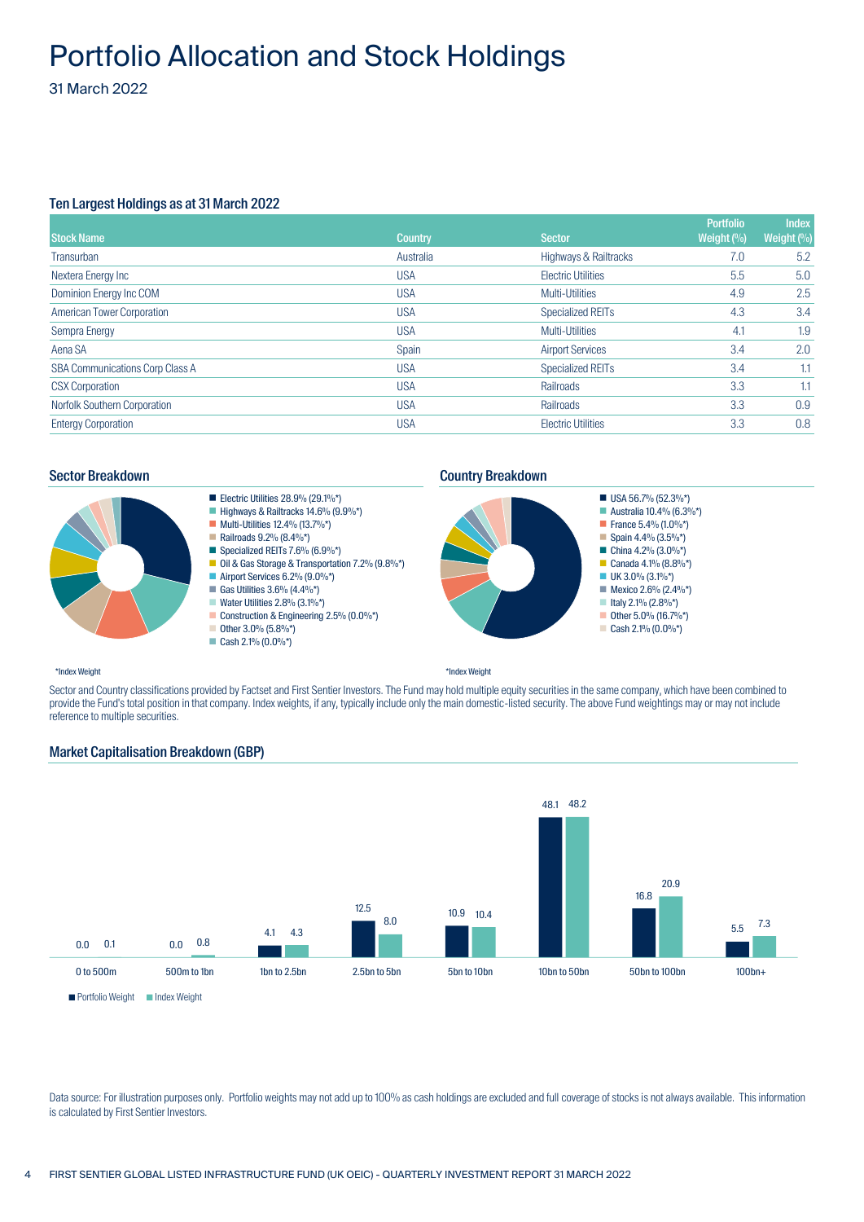# Portfolio Allocation and Stock Holdings

31 March 2022

## Ten Largest Holdings as at 31 March 2022

| Stock Name | Country | Sector | Portfolio Weight (%) | Index Weight (%) |
|---|---|---|---|---|
| Transurban | Australia | Highways & Railtracks | 7.0 | 5.2 |
| Nextera Energy Inc | USA | Electric Utilities | 5.5 | 5.0 |
| Dominion Energy Inc COM | USA | Multi-Utilities | 4.9 | 2.5 |
| American Tower Corporation | USA | Specialized REITs | 4.3 | 3.4 |
| Sempra Energy | USA | Multi-Utilities | 4.1 | 1.9 |
| Aena SA | Spain | Airport Services | 3.4 | 2.0 |
| SBA Communications Corp Class A | USA | Specialized REITs | 3.4 | 1.1 |
| CSX Corporation | USA | Railroads | 3.3 | 1.1 |
| Norfolk Southern Corporation | USA | Railroads | 3.3 | 0.9 |
| Entergy Corporation | USA | Electric Utilities | 3.3 | 0.8 |

## Sector Breakdown

- Electric Utilities 28.9% (29.1%*)
- Highways & Railtracks 14.6% (9.9%*)
- Multi-Utilities 12.4% (13.7%*)
- Railroads 9.2% (8.4%*)
- Specialized REITs 7.6% (6.9%*)
- Oil & Gas Storage & Transportation 7.2% (9.8%*)
- Airport Services 6.2% (9.0%*)
- Gas Utilities 3.6% (4.4%*)
- Water Utilities 2.8% (3.1%*)
- Construction & Engineering 2.5% (0.0%*)
- Other 3.0% (5.8%*)
- Cash 2.1% (0.0%*)

*Index Weight

## Country Breakdown

- USA 56.7% (52.3%*)
- Australia 10.4% (6.3%*)
- France 5.4% (1.0%*)
- Spain 4.4% (3.5%*)
- China 4.2% (3.0%*)
- Canada 4.1% (8.8%*)
- UK 3.0% (3.1%*)
- Mexico 2.6% (2.4%*)
- Italy 2.1% (2.8%*)
- Other 5.0% (16.7%*)
- Cash 2.1% (0.0%*)

*Index Weight

Sector and Country classifications provided by Factset and First Sentier Investors. The Fund may hold multiple equity securities in the same company, which have been combined to provide the Fund's total position in that company. Index weights, if any, typically include only the main domestic-listed security. The above Fund weightings may or may not include reference to multiple securities.

## Market Capitalisation Breakdown (GBP)

| | 0 to 500m | 500m to 1bn | 1bn to 2.5bn | 2.5bn to 5bn | 5bn to 10bn | 10bn to 50bn | 50bn to 100bn | 100bn+ |
|---|---|---|---|---|---|---|---|---|
| Portfolio Weight | 0.0 | 0.0 | 4.1 | 12.5 | 10.9 | 48.1 | 16.8 | 5.5 |
| Index Weight | 0.1 | 0.8 | 4.3 | 8.0 | 10.4 | 48.2 | 20.9 | 7.3 |

Data source: For illustration purposes only. Portfolio weights may not add up to 100% as cash holdings are excluded and full coverage of stocks is not always available. This information is calculated by First Sentier Investors.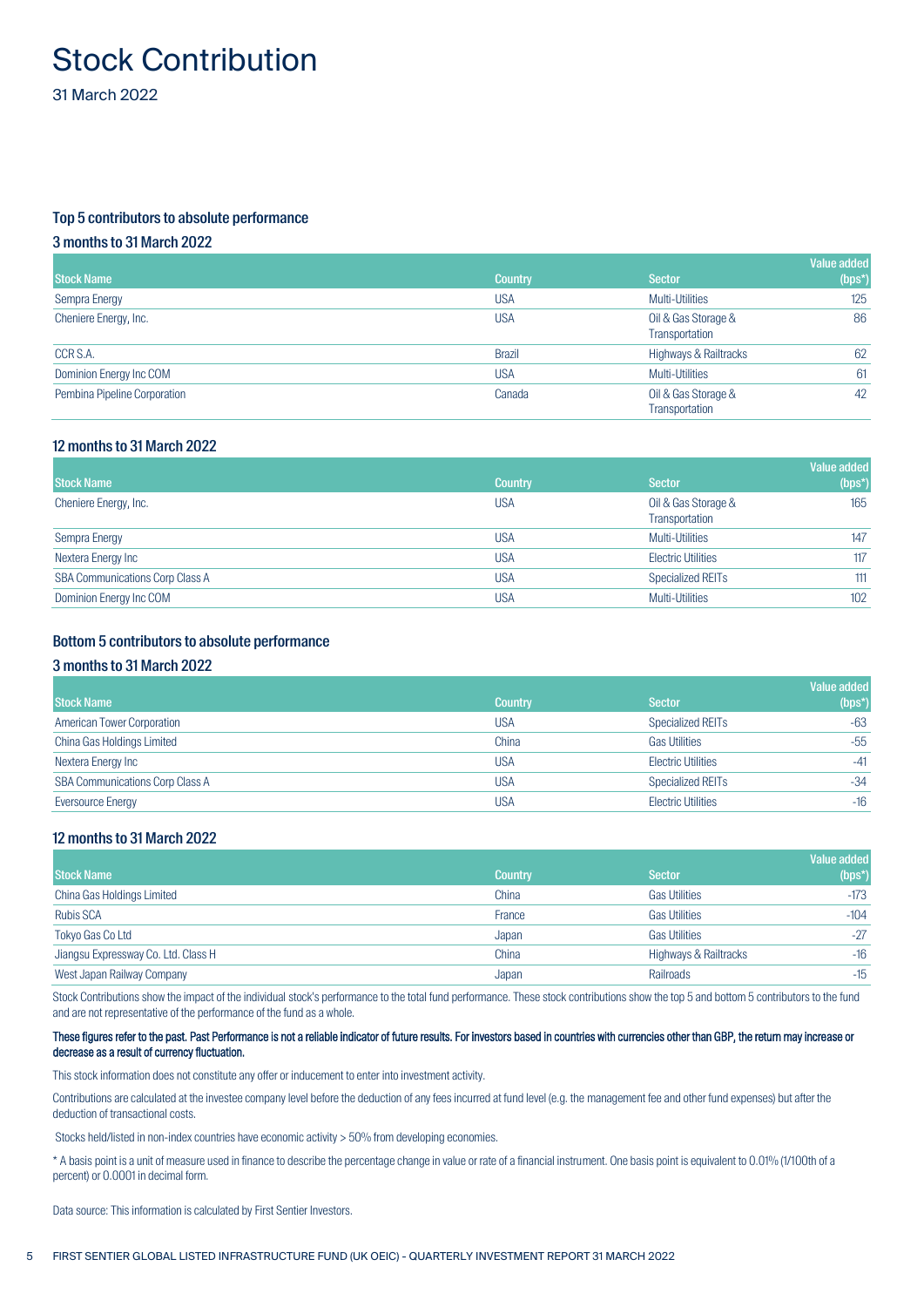# Stock Contribution

31 March 2022

## Top 5 contributors to absolute performance

### 3 months to 31 March 2022

| Stock Name | Country | Sector | Value added (bps*) |
|---|---|---|---|
| Sempra Energy | USA | Multi-Utilities | 125 |
| Cheniere Energy, Inc. | USA | Oil & Gas Storage & Transportation | 86 |
| CCR S.A. | Brazil | Highways & Railtracks | 62 |
| Dominion Energy Inc COM | USA | Multi-Utilities | 61 |
| Pembina Pipeline Corporation | Canada | Oil & Gas Storage & Transportation | 42 |

### 12 months to 31 March 2022

| Stock Name | Country | Sector | Value added (bps*) |
|---|---|---|---|
| Cheniere Energy, Inc. | USA | Oil & Gas Storage & Transportation | 165 |
| Sempra Energy | USA | Multi-Utilities | 147 |
| Nextera Energy Inc | USA | Electric Utilities | 117 |
| SBA Communications Corp Class A | USA | Specialized REITs | 111 |
| Dominion Energy Inc COM | USA | Multi-Utilities | 102 |

## Bottom 5 contributors to absolute performance

### 3 months to 31 March 2022

| Stock Name | Country | Sector | Value added (bps*) |
|---|---|---|---|
| American Tower Corporation | USA | Specialized REITs | -63 |
| China Gas Holdings Limited | China | Gas Utilities | -55 |
| Nextera Energy Inc | USA | Electric Utilities | -41 |
| SBA Communications Corp Class A | USA | Specialized REITs | -34 |
| Eversource Energy | USA | Electric Utilities | -16 |

### 12 months to 31 March 2022

| Stock Name | Country | Sector | Value added (bps*) |
|---|---|---|---|
| China Gas Holdings Limited | China | Gas Utilities | -173 |
| Rubis SCA | France | Gas Utilities | -104 |
| Tokyo Gas Co Ltd | Japan | Gas Utilities | -27 |
| Jiangsu Expressway Co. Ltd. Class H | China | Highways & Railtracks | -16 |
| West Japan Railway Company | Japan | Railroads | -15 |

Stock Contributions show the impact of the individual stock's performance to the total fund performance. These stock contributions show the top 5 and bottom 5 contributors to the fund and are not representative of the performance of the fund as a whole.

**These figures refer to the past. Past Performance is not a reliable indicator of future results. For investors based in countries with currencies other than GBP, the return may increase or decrease as a result of currency fluctuation.**

This stock information does not constitute any offer or inducement to enter into investment activity.

Contributions are calculated at the investee company level before the deduction of any fees incurred at fund level (e.g. the management fee and other fund expenses) but after the deduction of transactional costs.

Stocks held/listed in non-index countries have economic activity > 50% from developing economies.

* A basis point is a unit of measure used in finance to describe the percentage change in value or rate of a financial instrument. One basis point is equivalent to 0.01% (1/100th of a percent) or 0.0001 in decimal form.

Data source: This information is calculated by First Sentier Investors.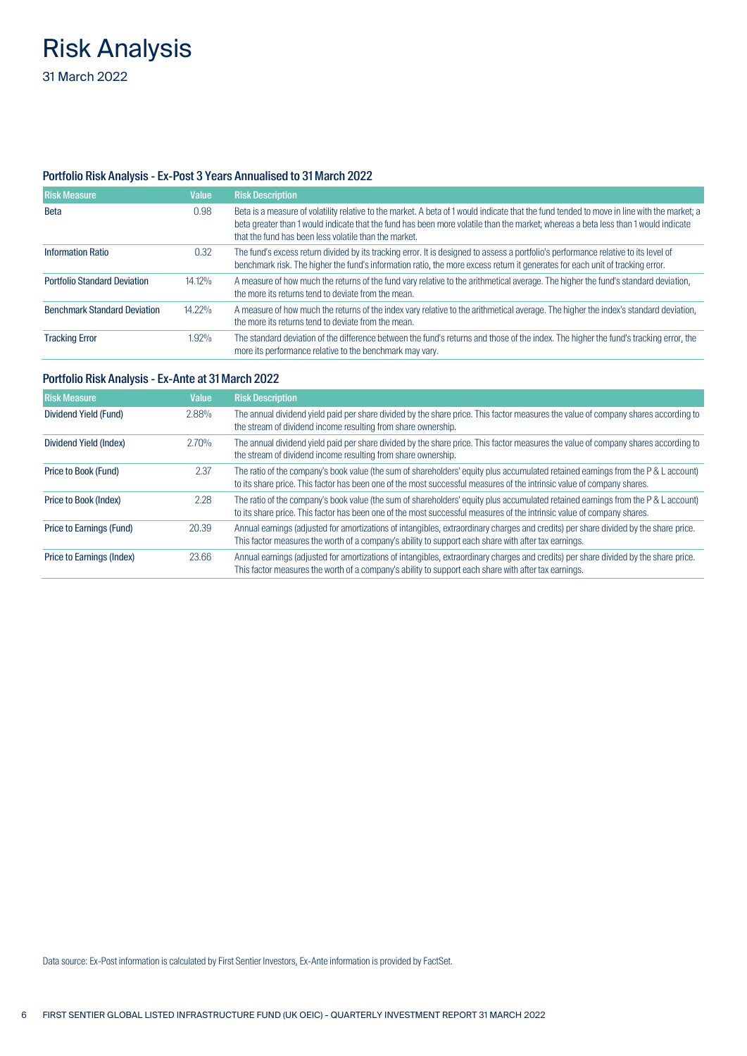# Risk Analysis

31 March 2022

## Portfolio Risk Analysis - Ex-Post 3 Years Annualised to 31 March 2022

| Risk Measure | Value | Risk Description |
| --- | --- | --- |
| Beta | 0.98 | Beta is a measure of volatility relative to the market. A beta of 1 would indicate that the fund tended to move in line with the market; a beta greater than 1 would indicate that the fund has been more volatile than the market; whereas a beta less than 1 would indicate that the fund has been less volatile than the market. |
| Information Ratio | 0.32 | The fund's excess return divided by its tracking error. It is designed to assess a portfolio's performance relative to its level of benchmark risk. The higher the fund's information ratio, the more excess return it generates for each unit of tracking error. |
| Portfolio Standard Deviation | 14.12% | A measure of how much the returns of the fund vary relative to the arithmetical average. The higher the fund's standard deviation, the more its returns tend to deviate from the mean. |
| Benchmark Standard Deviation | 14.22% | A measure of how much the returns of the index vary relative to the arithmetical average. The higher the index's standard deviation, the more its returns tend to deviate from the mean. |
| Tracking Error | 1.92% | The standard deviation of the difference between the fund's returns and those of the index. The higher the fund's tracking error, the more its performance relative to the benchmark may vary. |

## Portfolio Risk Analysis - Ex-Ante at 31 March 2022

| Risk Measure | Value | Risk Description |
| --- | --- | --- |
| Dividend Yield (Fund) | 2.88% | The annual dividend yield paid per share divided by the share price. This factor measures the value of company shares according to the stream of dividend income resulting from share ownership. |
| Dividend Yield (Index) | 2.70% | The annual dividend yield paid per share divided by the share price. This factor measures the value of company shares according to the stream of dividend income resulting from share ownership. |
| Price to Book (Fund) | 2.37 | The ratio of the company's book value (the sum of shareholders' equity plus accumulated retained earnings from the P & L account) to its share price. This factor has been one of the most successful measures of the intrinsic value of company shares. |
| Price to Book (Index) | 2.28 | The ratio of the company's book value (the sum of shareholders' equity plus accumulated retained earnings from the P & L account) to its share price. This factor has been one of the most successful measures of the intrinsic value of company shares. |
| Price to Earnings (Fund) | 20.39 | Annual earnings (adjusted for amortizations of intangibles, extraordinary charges and credits) per share divided by the share price. This factor measures the worth of a company's ability to support each share with after tax earnings. |
| Price to Earnings (Index) | 23.66 | Annual earnings (adjusted for amortizations of intangibles, extraordinary charges and credits) per share divided by the share price. This factor measures the worth of a company's ability to support each share with after tax earnings. |

Data source: Ex-Post information is calculated by First Sentier Investors, Ex-Ante information is provided by FactSet.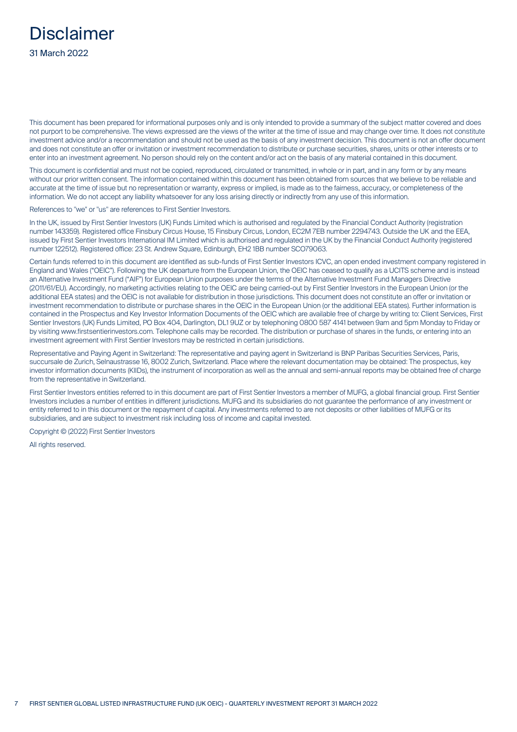# Disclaimer

31 March 2022

This document has been prepared for informational purposes only and is only intended to provide a summary of the subject matter covered and does not purport to be comprehensive. The views expressed are the views of the writer at the time of issue and may change over time. It does not constitute investment advice and/or a recommendation and should not be used as the basis of any investment decision. This document is not an offer document and does not constitute an offer or invitation or investment recommendation to distribute or purchase securities, shares, units or other interests or to enter into an investment agreement. No person should rely on the content and/or act on the basis of any material contained in this document.

This document is confidential and must not be copied, reproduced, circulated or transmitted, in whole or in part, and in any form or by any means without our prior written consent. The information contained within this document has been obtained from sources that we believe to be reliable and accurate at the time of issue but no representation or warranty, express or implied, is made as to the fairness, accuracy, or completeness of the information. We do not accept any liability whatsoever for any loss arising directly or indirectly from any use of this information.

References to "we" or "us" are references to First Sentier Investors.

In the UK, issued by First Sentier Investors (UK) Funds Limited which is authorised and regulated by the Financial Conduct Authority (registration number 143359). Registered office Finsbury Circus House, 15 Finsbury Circus, London, EC2M 7EB number 2294743. Outside the UK and the EEA, issued by First Sentier Investors International IM Limited which is authorised and regulated in the UK by the Financial Conduct Authority (registered number 122512). Registered office: 23 St. Andrew Square, Edinburgh, EH2 1BB number SCO79063.

Certain funds referred to in this document are identified as sub-funds of First Sentier Investors ICVC, an open ended investment company registered in England and Wales ("OEIC"). Following the UK departure from the European Union, the OEIC has ceased to qualify as a UCITS scheme and is instead an Alternative Investment Fund ("AIF") for European Union purposes under the terms of the Alternative Investment Fund Managers Directive (2011/61/EU). Accordingly, no marketing activities relating to the OEIC are being carried-out by First Sentier Investors in the European Union (or the additional EEA states) and the OEIC is not available for distribution in those jurisdictions. This document does not constitute an offer or invitation or investment recommendation to distribute or purchase shares in the OEIC in the European Union (or the additional EEA states). Further information is contained in the Prospectus and Key Investor Information Documents of the OEIC which are available free of charge by writing to: Client Services, First Sentier Investors (UK) Funds Limited, PO Box 404, Darlington, DL1 9UZ or by telephoning 0800 587 4141 between 9am and 5pm Monday to Friday or by visiting www.firstsentierinvestors.com. Telephone calls may be recorded. The distribution or purchase of shares in the funds, or entering into an investment agreement with First Sentier Investors may be restricted in certain jurisdictions.

Representative and Paying Agent in Switzerland: The representative and paying agent in Switzerland is BNP Paribas Securities Services, Paris, succursale de Zurich, Selnaustrasse 16, 8002 Zurich, Switzerland. Place where the relevant documentation may be obtained: The prospectus, key investor information documents (KIIDs), the instrument of incorporation as well as the annual and semi-annual reports may be obtained free of charge from the representative in Switzerland.

First Sentier Investors entities referred to in this document are part of First Sentier Investors a member of MUFG, a global financial group. First Sentier Investors includes a number of entities in different jurisdictions. MUFG and its subsidiaries do not guarantee the performance of any investment or entity referred to in this document or the repayment of capital. Any investments referred to are not deposits or other liabilities of MUFG or its subsidiaries, and are subject to investment risk including loss of income and capital invested.

Copyright © (2022) First Sentier Investors

All rights reserved.